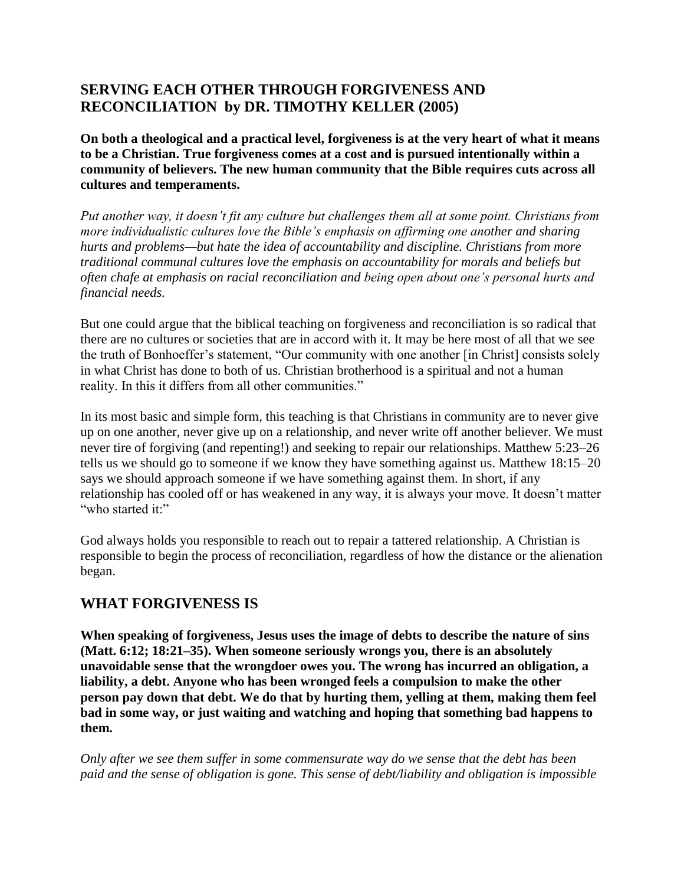## SERVING EACH OTHER THROUGH FORGIVENESS AND RECONCILIATION by DR. TIMOTHY KELLER (2005)

**On both a theological and a practical level, forgiveness is at the very heart of what it means to be a Christian. True forgiveness comes at a cost and is pursued intentionally within a community of believers. The new human community that the Bible requires cuts across all cultures and temperaments.**

*Put another way, it doesn't fit any culture but challenges them all at some point. Christians from more individualistic cultures love the Bible's emphasis on affirming one another and sharing hurts and problems—but hate the idea of accountability and discipline. Christians from more traditional communal cultures love the emphasis on accountability for morals and beliefs but often chafe at emphasis on racial reconciliation and being open about one's personal hurts and financial needs.*

But one could argue that the biblical teaching on forgiveness and reconciliation is so radical that there are no cultures or societies that are in accord with it. It may be here most of all that we see the truth of Bonhoeffer's statement, "Our community with one another [in Christ] consists solely in what Christ has done to both of us. Christian brotherhood is a spiritual and not a human reality. In this it differs from all other communities."

In its most basic and simple form, this teaching is that Christians in community are to never give up on one another, never give up on a relationship, and never write off another believer. We must never tire of forgiving (and repenting!) and seeking to repair our relationships. Matthew 5:23–26 tells us we should go to someone if we know they have something against us. Matthew 18:15–20 says we should approach someone if we have something against them. In short, if any relationship has cooled off or has weakened in any way, it is always your move. It doesn't matter "who started it:"

God always holds you responsible to reach out to repair a tattered relationship. A Christian is responsible to begin the process of reconciliation, regardless of how the distance or the alienation began.

## WHAT FORGIVENESS IS

**When speaking of forgiveness, Jesus uses the image of debts to describe the nature of sins (Matt. 6:12; 18:21–35). When someone seriously wrongs you, there is an absolutely unavoidable sense that the wrongdoer owes you. The wrong has incurred an obligation, a liability, a debt. Anyone who has been wronged feels a compulsion to make the other person pay down that debt. We do that by hurting them, yelling at them, making them feel bad in some way, or just waiting and watching and hoping that something bad happens to them.**

*Only after we see them suffer in some commensurate way do we sense that the debt has been paid and the sense of obligation is gone. This sense of debt/liability and obligation is impossible*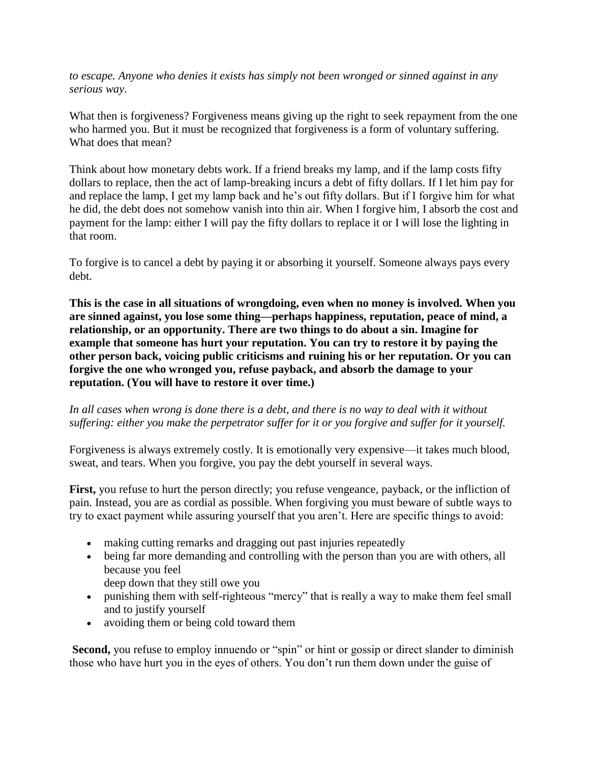*to escape. Anyone who denies it exists has simply not been wronged or sinned against in any serious way.*

What then is forgiveness? Forgiveness means giving up the right to seek repayment from the one who harmed you. But it must be recognized that forgiveness is a form of voluntary suffering. What does that mean?

Think about how monetary debts work. If a friend breaks my lamp, and if the lamp costs fifty dollars to replace, then the act of lamp-breaking incurs a debt of fifty dollars. If I let him pay for and replace the lamp, I get my lamp back and he's out fifty dollars. But if I forgive him for what he did, the debt does not somehow vanish into thin air. When I forgive him, I absorb the cost and payment for the lamp: either I will pay the fifty dollars to replace it or I will lose the lighting in that room.

To forgive is to cancel a debt by paying it or absorbing it yourself. Someone always pays every debt.

**This is the case in all situations of wrongdoing, even when no money is involved. When you are sinned against, you lose some thing—perhaps happiness, reputation, peace of mind, a relationship, or an opportunity. There are two things to do about a sin. Imagine for example that someone has hurt your reputation. You can try to restore it by paying the other person back, voicing public criticisms and ruining his or her reputation. Or you can forgive the one who wronged you, refuse payback, and absorb the damage to your reputation. (You will have to restore it over time.)**

*In all cases when wrong is done there is a debt, and there is no way to deal with it without suffering: either you make the perpetrator suffer for it or you forgive and suffer for it yourself.*

Forgiveness is always extremely costly. It is emotionally very expensive—it takes much blood, sweat, and tears. When you forgive, you pay the debt yourself in several ways.

**First,** you refuse to hurt the person directly; you refuse vengeance, payback, or the infliction of pain. Instead, you are as cordial as possible. When forgiving you must beware of subtle ways to try to exact payment while assuring yourself that you aren't. Here are specific things to avoid:

- making cutting remarks and dragging out past injuries repeatedly
- being far more demanding and controlling with the person than you are with others, all because you feel deep down that they still owe you
- punishing them with self-righteous "mercy" that is really a way to make them feel small and to justify yourself
- avoiding them or being cold toward them

**Second,** you refuse to employ innuendo or "spin" or hint or gossip or direct slander to diminish those who have hurt you in the eyes of others. You don't run them down under the guise of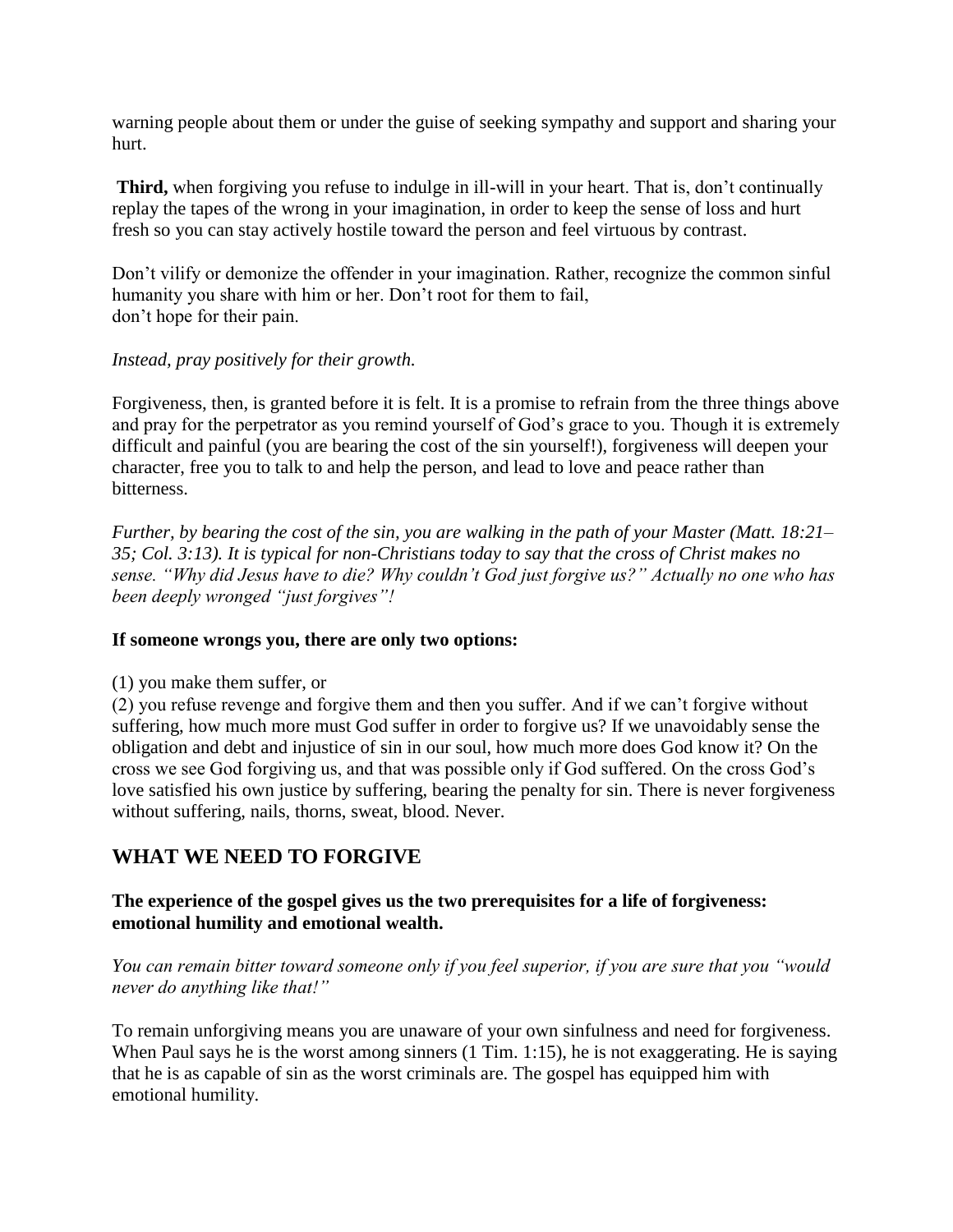warning people about them or under the guise of seeking sympathy and support and sharing your hurt.

**Third,** when forgiving you refuse to indulge in ill-will in your heart. That is, don't continually replay the tapes of the wrong in your imagination, in order to keep the sense of loss and hurt fresh so you can stay actively hostile toward the person and feel virtuous by contrast.

Don't vilify or demonize the offender in your imagination. Rather, recognize the common sinful humanity you share with him or her. Don't root for them to fail,
don't hope for their pain.

*Instead, pray positively for their growth.*

Forgiveness, then, is granted before it is felt. It is a promise to refrain from the three things above and pray for the perpetrator as you remind yourself of God's grace to you. Though it is extremely difficult and painful (you are bearing the cost of the sin yourself!), forgiveness will deepen your character, free you to talk to and help the person, and lead to love and peace rather than bitterness.

*Further, by bearing the cost of the sin, you are walking in the path of your Master (Matt. 18:21–35; Col. 3:13). It is typical for non-Christians today to say that the cross of Christ makes no sense. "Why did Jesus have to die? Why couldn't God just forgive us?" Actually no one who has been deeply wronged "just forgives"!*

**If someone wrongs you, there are only two options:**

(1) you make them suffer, or
(2) you refuse revenge and forgive them and then you suffer. And if we can't forgive without suffering, how much more must God suffer in order to forgive us? If we unavoidably sense the obligation and debt and injustice of sin in our soul, how much more does God know it? On the cross we see God forgiving us, and that was possible only if God suffered. On the cross God's love satisfied his own justice by suffering, bearing the penalty for sin. There is never forgiveness without suffering, nails, thorns, sweat, blood. Never.

## WHAT WE NEED TO FORGIVE

**The experience of the gospel gives us the two prerequisites for a life of forgiveness: emotional humility and emotional wealth.**

*You can remain bitter toward someone only if you feel superior, if you are sure that you "would never do anything like that!"*

To remain unforgiving means you are unaware of your own sinfulness and need for forgiveness. When Paul says he is the worst among sinners (1 Tim. 1:15), he is not exaggerating. He is saying that he is as capable of sin as the worst criminals are. The gospel has equipped him with emotional humility.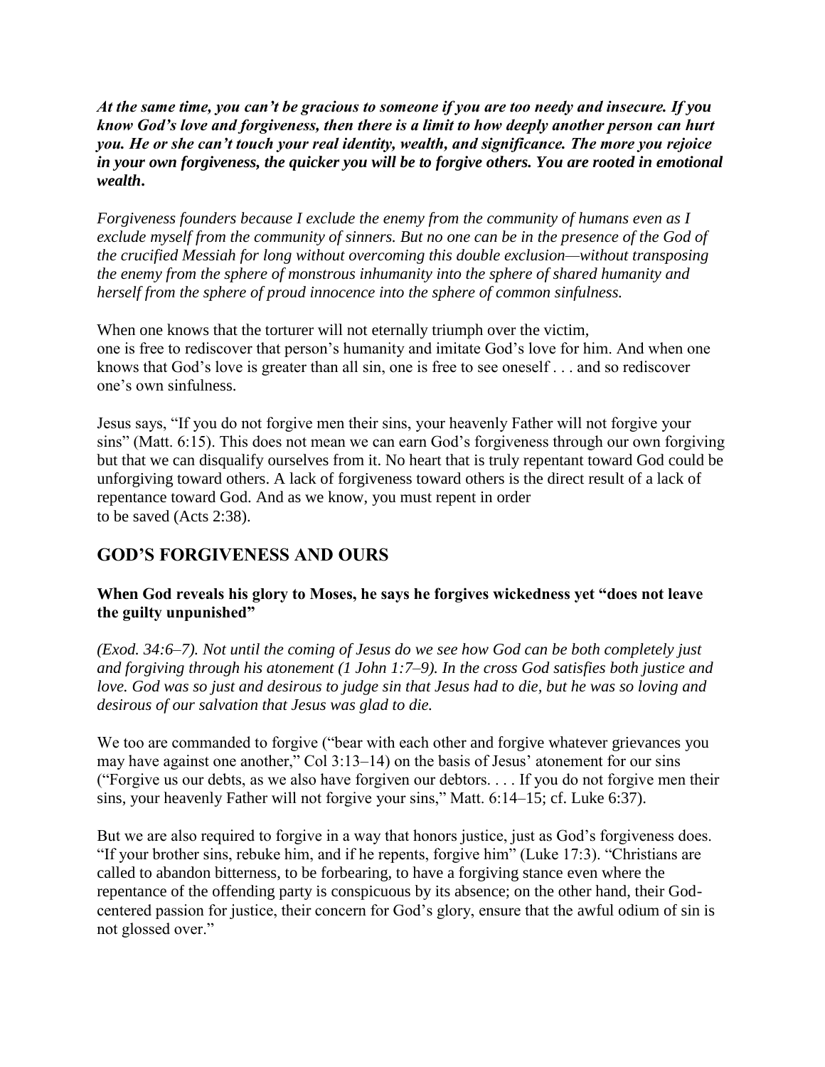***At the same time, you can't be gracious to someone if you are too needy and insecure. If you know God's love and forgiveness, then there is a limit to how deeply another person can hurt you. He or she can't touch your real identity, wealth, and significance. The more you rejoice in your own forgiveness, the quicker you will be to forgive others. You are rooted in emotional wealth.***

*Forgiveness founders because I exclude the enemy from the community of humans even as I exclude myself from the community of sinners. But no one can be in the presence of the God of the crucified Messiah for long without overcoming this double exclusion—without transposing the enemy from the sphere of monstrous inhumanity into the sphere of shared humanity and herself from the sphere of proud innocence into the sphere of common sinfulness.*

When one knows that the torturer will not eternally triumph over the victim, one is free to rediscover that person's humanity and imitate God's love for him. And when one knows that God's love is greater than all sin, one is free to see oneself . . . and so rediscover one's own sinfulness.

Jesus says, "If you do not forgive men their sins, your heavenly Father will not forgive your sins" (Matt. 6:15). This does not mean we can earn God's forgiveness through our own forgiving but that we can disqualify ourselves from it. No heart that is truly repentant toward God could be unforgiving toward others. A lack of forgiveness toward others is the direct result of a lack of repentance toward God. And as we know, you must repent in order to be saved (Acts 2:38).

## GOD'S FORGIVENESS AND OURS

**When God reveals his glory to Moses, he says he forgives wickedness yet "does not leave the guilty unpunished"**

*(Exod. 34:6–7). Not until the coming of Jesus do we see how God can be both completely just and forgiving through his atonement (1 John 1:7–9). In the cross God satisfies both justice and love. God was so just and desirous to judge sin that Jesus had to die, but he was so loving and desirous of our salvation that Jesus was glad to die.*

We too are commanded to forgive ("bear with each other and forgive whatever grievances you may have against one another," Col 3:13–14) on the basis of Jesus' atonement for our sins ("Forgive us our debts, as we also have forgiven our debtors. . . . If you do not forgive men their sins, your heavenly Father will not forgive your sins," Matt. 6:14–15; cf. Luke 6:37).

But we are also required to forgive in a way that honors justice, just as God's forgiveness does. "If your brother sins, rebuke him, and if he repents, forgive him" (Luke 17:3). "Christians are called to abandon bitterness, to be forbearing, to have a forgiving stance even where the repentance of the offending party is conspicuous by its absence; on the other hand, their God-centered passion for justice, their concern for God's glory, ensure that the awful odium of sin is not glossed over."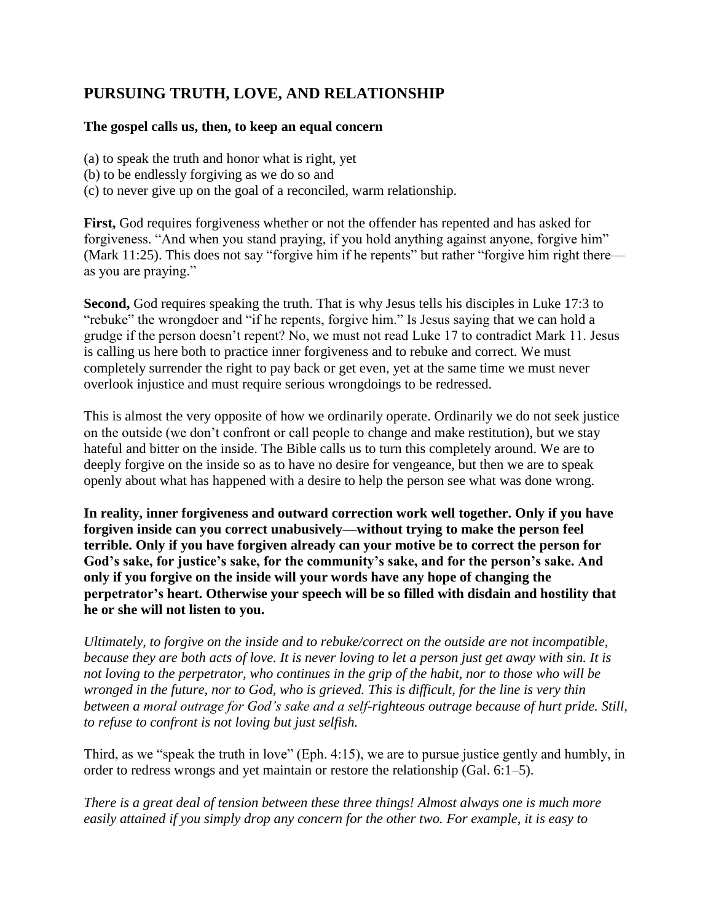## PURSUING TRUTH, LOVE, AND RELATIONSHIP

**The gospel calls us, then, to keep an equal concern**

(a) to speak the truth and honor what is right, yet
(b) to be endlessly forgiving as we do so and
(c) to never give up on the goal of a reconciled, warm relationship.

**First,** God requires forgiveness whether or not the offender has repented and has asked for forgiveness. "And when you stand praying, if you hold anything against anyone, forgive him" (Mark 11:25). This does not say "forgive him if he repents" but rather "forgive him right there—as you are praying."

**Second,** God requires speaking the truth. That is why Jesus tells his disciples in Luke 17:3 to "rebuke" the wrongdoer and "if he repents, forgive him." Is Jesus saying that we can hold a grudge if the person doesn't repent? No, we must not read Luke 17 to contradict Mark 11. Jesus is calling us here both to practice inner forgiveness and to rebuke and correct. We must completely surrender the right to pay back or get even, yet at the same time we must never overlook injustice and must require serious wrongdoings to be redressed.

This is almost the very opposite of how we ordinarily operate. Ordinarily we do not seek justice on the outside (we don't confront or call people to change and make restitution), but we stay hateful and bitter on the inside. The Bible calls us to turn this completely around. We are to deeply forgive on the inside so as to have no desire for vengeance, but then we are to speak openly about what has happened with a desire to help the person see what was done wrong.

**In reality, inner forgiveness and outward correction work well together. Only if you have forgiven inside can you correct unabusively—without trying to make the person feel terrible. Only if you have forgiven already can your motive be to correct the person for God's sake, for justice's sake, for the community's sake, and for the person's sake. And only if you forgive on the inside will your words have any hope of changing the perpetrator's heart. Otherwise your speech will be so filled with disdain and hostility that he or she will not listen to you.**

*Ultimately, to forgive on the inside and to rebuke/correct on the outside are not incompatible, because they are both acts of love. It is never loving to let a person just get away with sin. It is not loving to the perpetrator, who continues in the grip of the habit, nor to those who will be wronged in the future, nor to God, who is grieved. This is difficult, for the line is very thin between a moral outrage for God's sake and a self-righteous outrage because of hurt pride. Still, to refuse to confront is not loving but just selfish.*

Third, as we "speak the truth in love" (Eph. 4:15), we are to pursue justice gently and humbly, in order to redress wrongs and yet maintain or restore the relationship (Gal. 6:1–5).

*There is a great deal of tension between these three things! Almost always one is much more easily attained if you simply drop any concern for the other two. For example, it is easy to*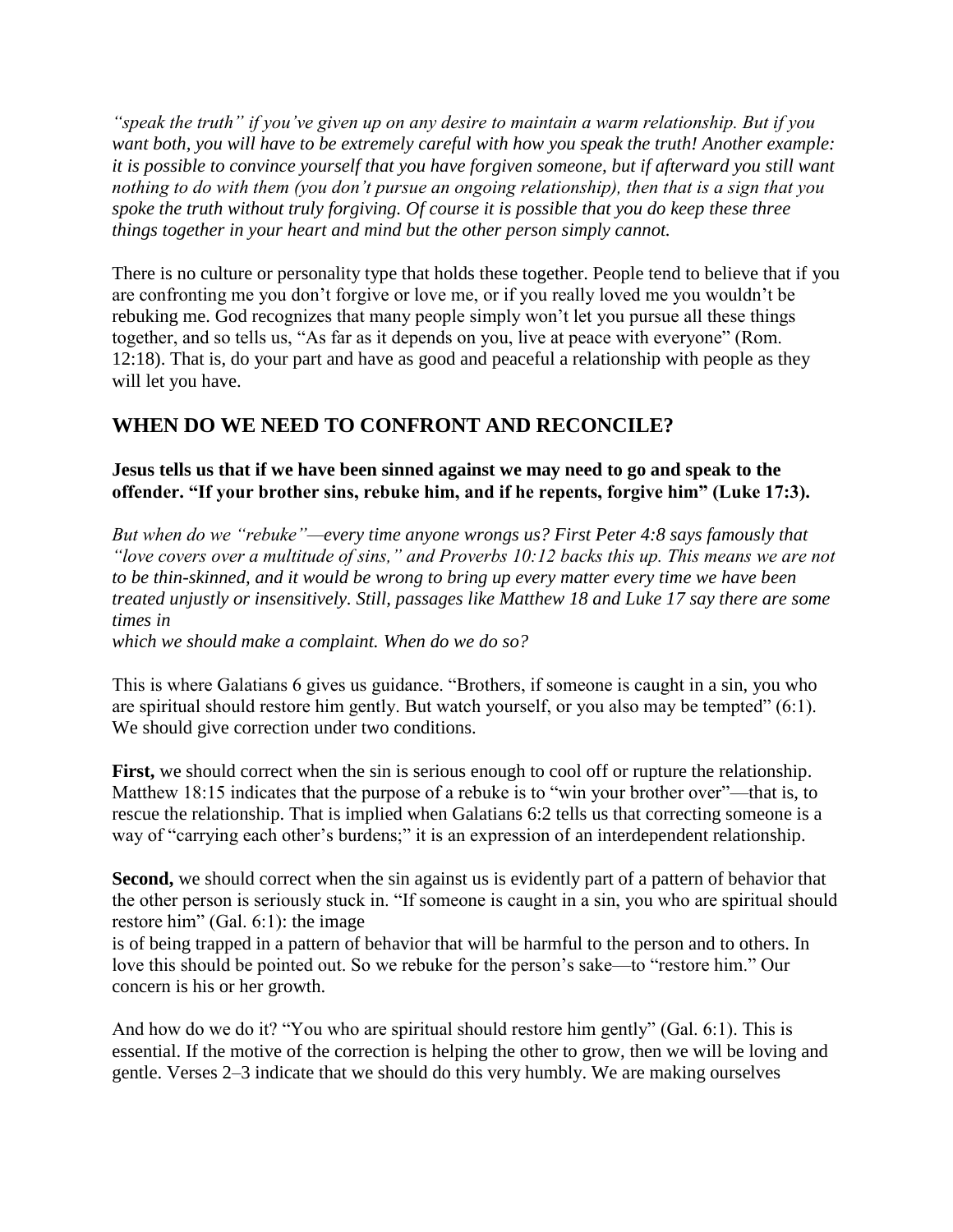*"speak the truth" if you've given up on any desire to maintain a warm relationship. But if you want both, you will have to be extremely careful with how you speak the truth! Another example: it is possible to convince yourself that you have forgiven someone, but if afterward you still want nothing to do with them (you don't pursue an ongoing relationship), then that is a sign that you spoke the truth without truly forgiving. Of course it is possible that you do keep these three things together in your heart and mind but the other person simply cannot.*

There is no culture or personality type that holds these together. People tend to believe that if you are confronting me you don't forgive or love me, or if you really loved me you wouldn't be rebuking me. God recognizes that many people simply won't let you pursue all these things together, and so tells us, "As far as it depends on you, live at peace with everyone" (Rom. 12:18). That is, do your part and have as good and peaceful a relationship with people as they will let you have.

## WHEN DO WE NEED TO CONFRONT AND RECONCILE?

**Jesus tells us that if we have been sinned against we may need to go and speak to the offender. "If your brother sins, rebuke him, and if he repents, forgive him" (Luke 17:3).**

*But when do we "rebuke"—every time anyone wrongs us? First Peter 4:8 says famously that "love covers over a multitude of sins," and Proverbs 10:12 backs this up. This means we are not to be thin-skinned, and it would be wrong to bring up every matter every time we have been treated unjustly or insensitively. Still, passages like Matthew 18 and Luke 17 say there are some times in which we should make a complaint. When do we do so?*

This is where Galatians 6 gives us guidance. "Brothers, if someone is caught in a sin, you who are spiritual should restore him gently. But watch yourself, or you also may be tempted" (6:1). We should give correction under two conditions.

**First,** we should correct when the sin is serious enough to cool off or rupture the relationship. Matthew 18:15 indicates that the purpose of a rebuke is to "win your brother over"—that is, to rescue the relationship. That is implied when Galatians 6:2 tells us that correcting someone is a way of "carrying each other's burdens;" it is an expression of an interdependent relationship.

**Second,** we should correct when the sin against us is evidently part of a pattern of behavior that the other person is seriously stuck in. "If someone is caught in a sin, you who are spiritual should restore him" (Gal. 6:1): the image is of being trapped in a pattern of behavior that will be harmful to the person and to others. In love this should be pointed out. So we rebuke for the person's sake—to "restore him." Our concern is his or her growth.

And how do we do it? "You who are spiritual should restore him gently" (Gal. 6:1). This is essential. If the motive of the correction is helping the other to grow, then we will be loving and gentle. Verses 2–3 indicate that we should do this very humbly. We are making ourselves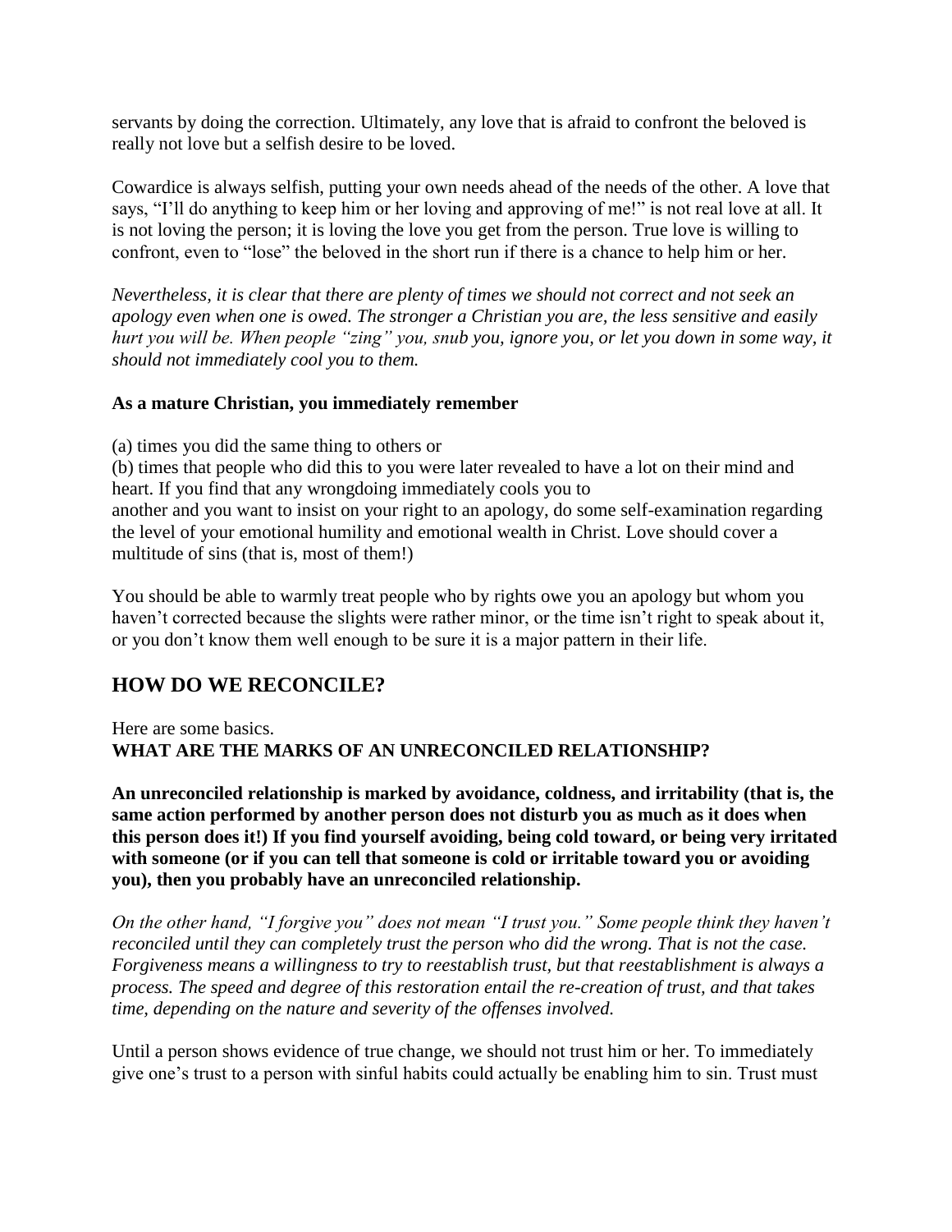servants by doing the correction. Ultimately, any love that is afraid to confront the beloved is really not love but a selfish desire to be loved.

Cowardice is always selfish, putting your own needs ahead of the needs of the other. A love that says, "I'll do anything to keep him or her loving and approving of me!" is not real love at all. It is not loving the person; it is loving the love you get from the person. True love is willing to confront, even to "lose" the beloved in the short run if there is a chance to help him or her.

*Nevertheless, it is clear that there are plenty of times we should not correct and not seek an apology even when one is owed. The stronger a Christian you are, the less sensitive and easily hurt you will be. When people "zing" you, snub you, ignore you, or let you down in some way, it should not immediately cool you to them.*

**As a mature Christian, you immediately remember**

(a) times you did the same thing to others or
(b) times that people who did this to you were later revealed to have a lot on their mind and heart. If you find that any wrongdoing immediately cools you to another and you want to insist on your right to an apology, do some self-examination regarding the level of your emotional humility and emotional wealth in Christ. Love should cover a multitude of sins (that is, most of them!)

You should be able to warmly treat people who by rights owe you an apology but whom you haven't corrected because the slights were rather minor, or the time isn't right to speak about it, or you don't know them well enough to be sure it is a major pattern in their life.

## HOW DO WE RECONCILE?

Here are some basics.

**WHAT ARE THE MARKS OF AN UNRECONCILED RELATIONSHIP?**

**An unreconciled relationship is marked by avoidance, coldness, and irritability (that is, the same action performed by another person does not disturb you as much as it does when this person does it!) If you find yourself avoiding, being cold toward, or being very irritated with someone (or if you can tell that someone is cold or irritable toward you or avoiding you), then you probably have an unreconciled relationship.**

*On the other hand, "I forgive you" does not mean "I trust you." Some people think they haven't reconciled until they can completely trust the person who did the wrong. That is not the case. Forgiveness means a willingness to try to reestablish trust, but that reestablishment is always a process. The speed and degree of this restoration entail the re-creation of trust, and that takes time, depending on the nature and severity of the offenses involved.*

Until a person shows evidence of true change, we should not trust him or her. To immediately give one's trust to a person with sinful habits could actually be enabling him to sin. Trust must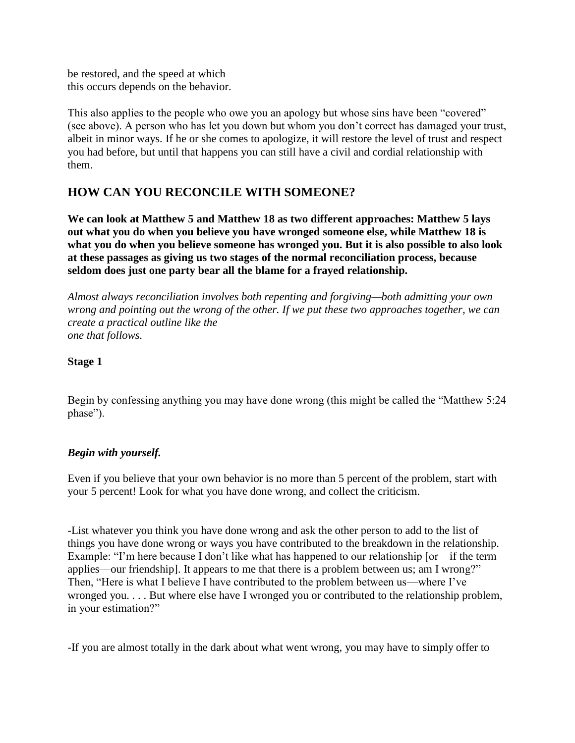be restored, and the speed at which
this occurs depends on the behavior.

This also applies to the people who owe you an apology but whose sins have been "covered" (see above). A person who has let you down but whom you don't correct has damaged your trust, albeit in minor ways. If he or she comes to apologize, it will restore the level of trust and respect you had before, but until that happens you can still have a civil and cordial relationship with them.

## HOW CAN YOU RECONCILE WITH SOMEONE?

**We can look at Matthew 5 and Matthew 18 as two different approaches: Matthew 5 lays out what you do when you believe you have wronged someone else, while Matthew 18 is what you do when you believe someone has wronged you. But it is also possible to also look at these passages as giving us two stages of the normal reconciliation process, because seldom does just one party bear all the blame for a frayed relationship.**

*Almost always reconciliation involves both repenting and forgiving—both admitting your own wrong and pointing out the wrong of the other. If we put these two approaches together, we can create a practical outline like the one that follows.*

**Stage 1**

Begin by confessing anything you may have done wrong (this might be called the "Matthew 5:24 phase").

***Begin with yourself.***

Even if you believe that your own behavior is no more than 5 percent of the problem, start with your 5 percent! Look for what you have done wrong, and collect the criticism.

-List whatever you think you have done wrong and ask the other person to add to the list of things you have done wrong or ways you have contributed to the breakdown in the relationship. Example: "I'm here because I don't like what has happened to our relationship [or—if the term applies—our friendship]. It appears to me that there is a problem between us; am I wrong?" Then, "Here is what I believe I have contributed to the problem between us—where I've wronged you. . . . But where else have I wronged you or contributed to the relationship problem, in your estimation?"

-If you are almost totally in the dark about what went wrong, you may have to simply offer to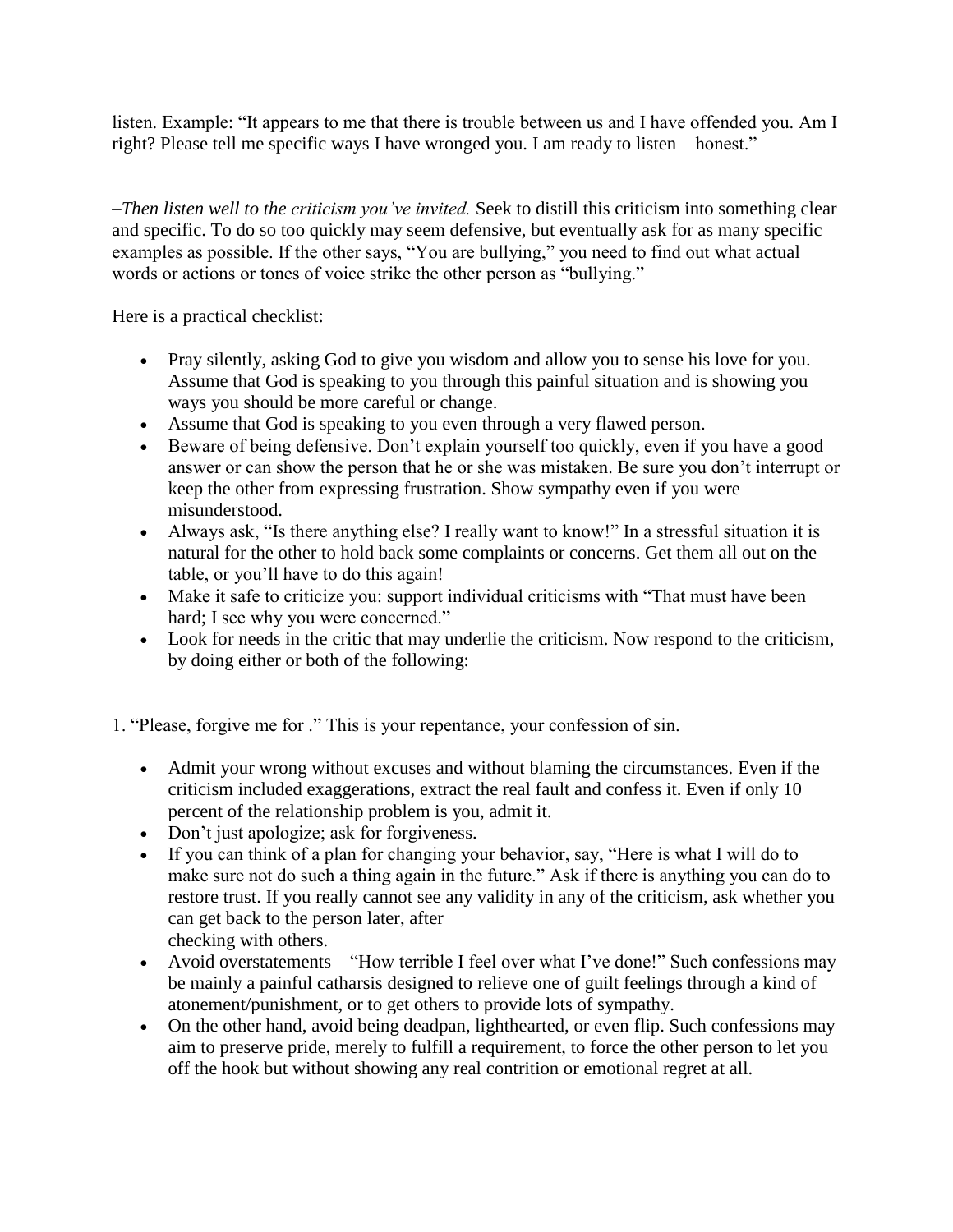listen. Example: "It appears to me that there is trouble between us and I have offended you. Am I right? Please tell me specific ways I have wronged you. I am ready to listen—honest."

–*Then listen well to the criticism you've invited.* Seek to distill this criticism into something clear and specific. To do so too quickly may seem defensive, but eventually ask for as many specific examples as possible. If the other says, "You are bullying," you need to find out what actual words or actions or tones of voice strike the other person as "bullying."

Here is a practical checklist:

- Pray silently, asking God to give you wisdom and allow you to sense his love for you. Assume that God is speaking to you through this painful situation and is showing you ways you should be more careful or change.
- Assume that God is speaking to you even through a very flawed person.
- Beware of being defensive. Don't explain yourself too quickly, even if you have a good answer or can show the person that he or she was mistaken. Be sure you don't interrupt or keep the other from expressing frustration. Show sympathy even if you were misunderstood.
- Always ask, "Is there anything else? I really want to know!" In a stressful situation it is natural for the other to hold back some complaints or concerns. Get them all out on the table, or you'll have to do this again!
- Make it safe to criticize you: support individual criticisms with "That must have been hard; I see why you were concerned."
- Look for needs in the critic that may underlie the criticism. Now respond to the criticism, by doing either or both of the following:

1. "Please, forgive me for ." This is your repentance, your confession of sin.

- Admit your wrong without excuses and without blaming the circumstances. Even if the criticism included exaggerations, extract the real fault and confess it. Even if only 10 percent of the relationship problem is you, admit it.
- Don't just apologize; ask for forgiveness.
- If you can think of a plan for changing your behavior, say, "Here is what I will do to make sure not do such a thing again in the future." Ask if there is anything you can do to restore trust. If you really cannot see any validity in any of the criticism, ask whether you can get back to the person later, after checking with others.
- Avoid overstatements—"How terrible I feel over what I've done!" Such confessions may be mainly a painful catharsis designed to relieve one of guilt feelings through a kind of atonement/punishment, or to get others to provide lots of sympathy.
- On the other hand, avoid being deadpan, lighthearted, or even flip. Such confessions may aim to preserve pride, merely to fulfill a requirement, to force the other person to let you off the hook but without showing any real contrition or emotional regret at all.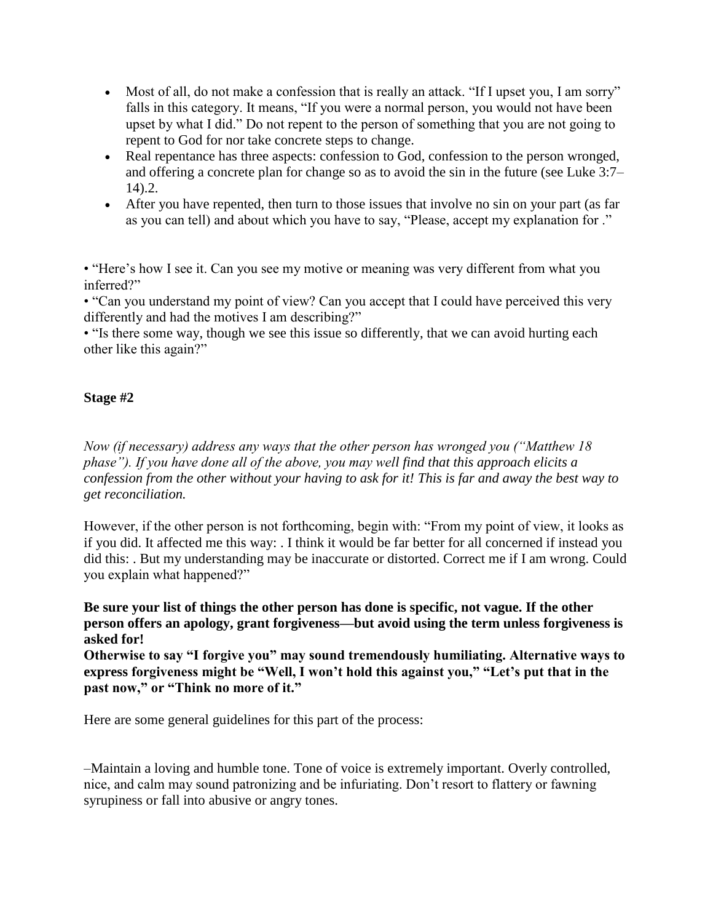- Most of all, do not make a confession that is really an attack. "If I upset you, I am sorry" falls in this category. It means, "If you were a normal person, you would not have been upset by what I did." Do not repent to the person of something that you are not going to repent to God for nor take concrete steps to change.
- Real repentance has three aspects: confession to God, confession to the person wronged, and offering a concrete plan for change so as to avoid the sin in the future (see Luke 3:7–14).2.
- After you have repented, then turn to those issues that involve no sin on your part (as far as you can tell) and about which you have to say, "Please, accept my explanation for ."

• "Here's how I see it. Can you see my motive or meaning was very different from what you inferred?"
• "Can you understand my point of view? Can you accept that I could have perceived this very differently and had the motives I am describing?"
• "Is there some way, though we see this issue so differently, that we can avoid hurting each other like this again?"

**Stage #2**

*Now (if necessary) address any ways that the other person has wronged you ("Matthew 18 phase"). If you have done all of the above, you may well find that this approach elicits a confession from the other without your having to ask for it! This is far and away the best way to get reconciliation.*

However, if the other person is not forthcoming, begin with: "From my point of view, it looks as if you did. It affected me this way: . I think it would be far better for all concerned if instead you did this: . But my understanding may be inaccurate or distorted. Correct me if I am wrong. Could you explain what happened?"

**Be sure your list of things the other person has done is specific, not vague. If the other person offers an apology, grant forgiveness—but avoid using the term unless forgiveness is asked for!**
**Otherwise to say "I forgive you" may sound tremendously humiliating. Alternative ways to express forgiveness might be "Well, I won't hold this against you," "Let's put that in the past now," or "Think no more of it."**

Here are some general guidelines for this part of the process:

–Maintain a loving and humble tone. Tone of voice is extremely important. Overly controlled, nice, and calm may sound patronizing and be infuriating. Don't resort to flattery or fawning syrupiness or fall into abusive or angry tones.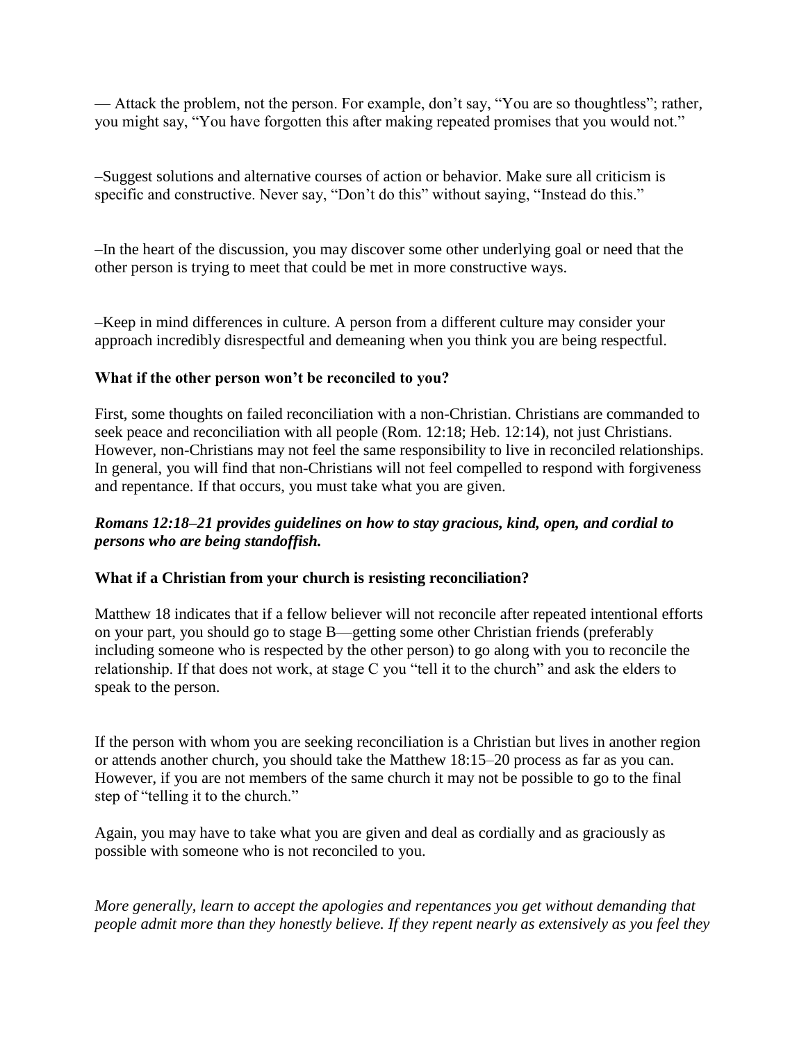— Attack the problem, not the person. For example, don't say, "You are so thoughtless"; rather, you might say, "You have forgotten this after making repeated promises that you would not."

–Suggest solutions and alternative courses of action or behavior. Make sure all criticism is specific and constructive. Never say, "Don't do this" without saying, "Instead do this."

–In the heart of the discussion, you may discover some other underlying goal or need that the other person is trying to meet that could be met in more constructive ways.

–Keep in mind differences in culture. A person from a different culture may consider your approach incredibly disrespectful and demeaning when you think you are being respectful.

**What if the other person won't be reconciled to you?**

First, some thoughts on failed reconciliation with a non-Christian. Christians are commanded to seek peace and reconciliation with all people (Rom. 12:18; Heb. 12:14), not just Christians. However, non-Christians may not feel the same responsibility to live in reconciled relationships. In general, you will find that non-Christians will not feel compelled to respond with forgiveness and repentance. If that occurs, you must take what you are given.

***Romans 12:18–21 provides guidelines on how to stay gracious, kind, open, and cordial to persons who are being standoffish.***

**What if a Christian from your church is resisting reconciliation?**

Matthew 18 indicates that if a fellow believer will not reconcile after repeated intentional efforts on your part, you should go to stage B—getting some other Christian friends (preferably including someone who is respected by the other person) to go along with you to reconcile the relationship. If that does not work, at stage C you "tell it to the church" and ask the elders to speak to the person.

If the person with whom you are seeking reconciliation is a Christian but lives in another region or attends another church, you should take the Matthew 18:15–20 process as far as you can. However, if you are not members of the same church it may not be possible to go to the final step of "telling it to the church."

Again, you may have to take what you are given and deal as cordially and as graciously as possible with someone who is not reconciled to you.

*More generally, learn to accept the apologies and repentances you get without demanding that people admit more than they honestly believe. If they repent nearly as extensively as you feel they*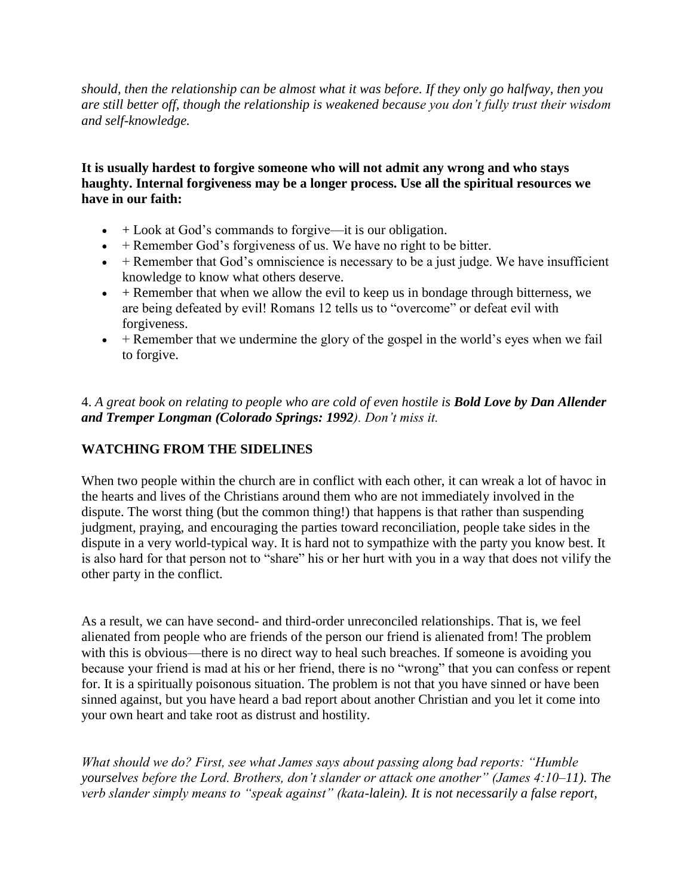*should, then the relationship can be almost what it was before. If they only go halfway, then you are still better off, though the relationship is weakened because you don't fully trust their wisdom and self-knowledge.*

**It is usually hardest to forgive someone who will not admit any wrong and who stays haughty. Internal forgiveness may be a longer process. Use all the spiritual resources we have in our faith:**

- + Look at God's commands to forgive—it is our obligation.
- + Remember God's forgiveness of us. We have no right to be bitter.
- + Remember that God's omniscience is necessary to be a just judge. We have insufficient knowledge to know what others deserve.
- + Remember that when we allow the evil to keep us in bondage through bitterness, we are being defeated by evil! Romans 12 tells us to "overcome" or defeat evil with forgiveness.
- + Remember that we undermine the glory of the gospel in the world's eyes when we fail to forgive.

4. *A great book on relating to people who are cold of even hostile is **Bold Love by Dan Allender and Tremper Longman (Colorado Springs: 1992**). Don't miss it.*

## WATCHING FROM THE SIDELINES

When two people within the church are in conflict with each other, it can wreak a lot of havoc in the hearts and lives of the Christians around them who are not immediately involved in the dispute. The worst thing (but the common thing!) that happens is that rather than suspending judgment, praying, and encouraging the parties toward reconciliation, people take sides in the dispute in a very world-typical way. It is hard not to sympathize with the party you know best. It is also hard for that person not to "share" his or her hurt with you in a way that does not vilify the other party in the conflict.

As a result, we can have second- and third-order unreconciled relationships. That is, we feel alienated from people who are friends of the person our friend is alienated from! The problem with this is obvious—there is no direct way to heal such breaches. If someone is avoiding you because your friend is mad at his or her friend, there is no "wrong" that you can confess or repent for. It is a spiritually poisonous situation. The problem is not that you have sinned or have been sinned against, but you have heard a bad report about another Christian and you let it come into your own heart and take root as distrust and hostility.

*What should we do? First, see what James says about passing along bad reports: "Humble yourselves before the Lord. Brothers, don't slander or attack one another" (James 4:10–11). The verb slander simply means to "speak against" (kata-lalein). It is not necessarily a false report,*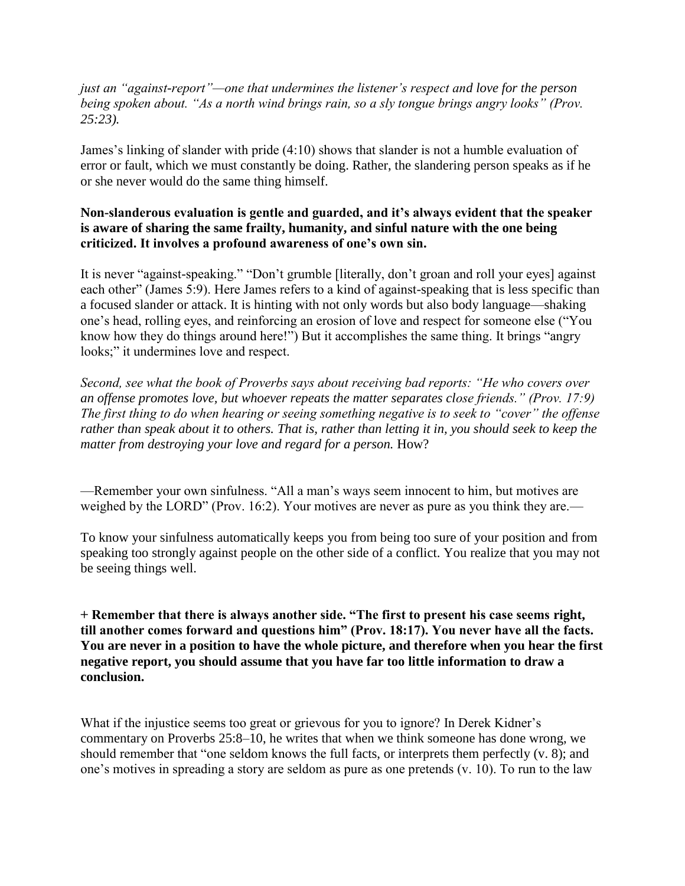*just an "against-report"—one that undermines the listener's respect and love for the person being spoken about. "As a north wind brings rain, so a sly tongue brings angry looks" (Prov. 25:23).*

James's linking of slander with pride (4:10) shows that slander is not a humble evaluation of error or fault, which we must constantly be doing. Rather, the slandering person speaks as if he or she never would do the same thing himself.

**Non-slanderous evaluation is gentle and guarded, and it's always evident that the speaker is aware of sharing the same frailty, humanity, and sinful nature with the one being criticized. It involves a profound awareness of one's own sin.**

It is never "against-speaking." "Don't grumble [literally, don't groan and roll your eyes] against each other" (James 5:9). Here James refers to a kind of against-speaking that is less specific than a focused slander or attack. It is hinting with not only words but also body language—shaking one's head, rolling eyes, and reinforcing an erosion of love and respect for someone else ("You know how they do things around here!") But it accomplishes the same thing. It brings "angry looks;" it undermines love and respect.

*Second, see what the book of Proverbs says about receiving bad reports: "He who covers over an offense promotes love, but whoever repeats the matter separates close friends." (Prov. 17:9) The first thing to do when hearing or seeing something negative is to seek to "cover" the offense rather than speak about it to others. That is, rather than letting it in, you should seek to keep the matter from destroying your love and regard for a person.* How?

—Remember your own sinfulness. "All a man's ways seem innocent to him, but motives are weighed by the LORD" (Prov. 16:2). Your motives are never as pure as you think they are.—

To know your sinfulness automatically keeps you from being too sure of your position and from speaking too strongly against people on the other side of a conflict. You realize that you may not be seeing things well.

**+ Remember that there is always another side. "The first to present his case seems right, till another comes forward and questions him" (Prov. 18:17). You never have all the facts. You are never in a position to have the whole picture, and therefore when you hear the first negative report, you should assume that you have far too little information to draw a conclusion.**

What if the injustice seems too great or grievous for you to ignore? In Derek Kidner's commentary on Proverbs 25:8–10, he writes that when we think someone has done wrong, we should remember that "one seldom knows the full facts, or interprets them perfectly (v. 8); and one's motives in spreading a story are seldom as pure as one pretends (v. 10). To run to the law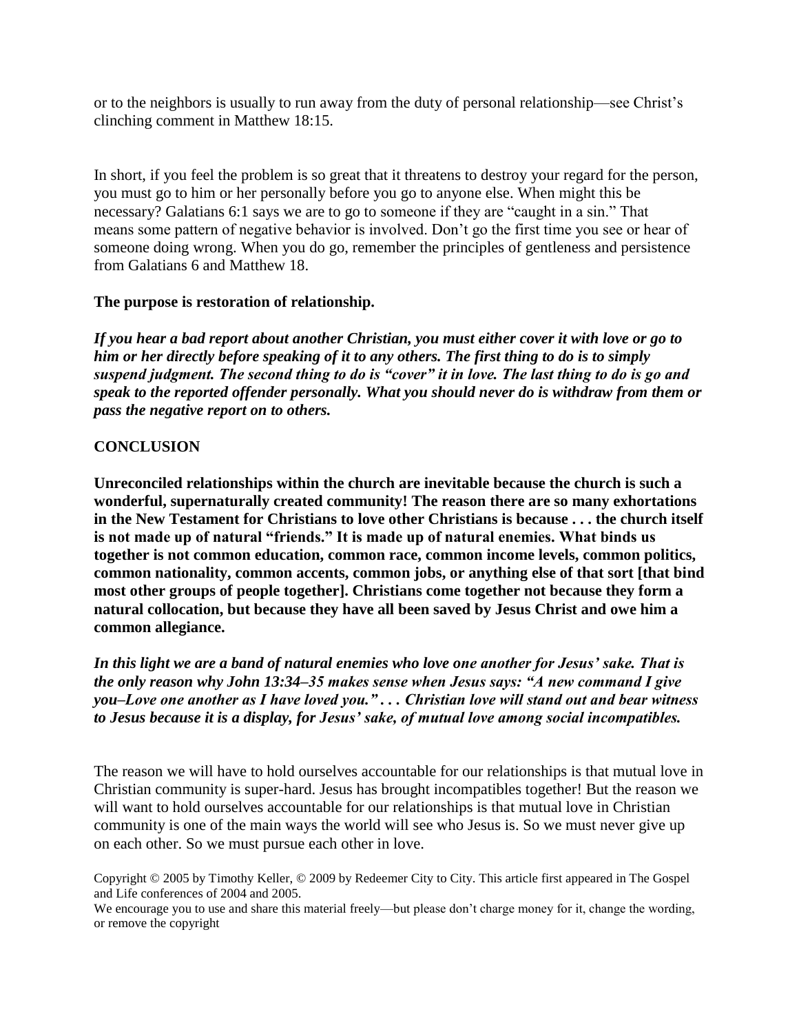or to the neighbors is usually to run away from the duty of personal relationship—see Christ's clinching comment in Matthew 18:15.

In short, if you feel the problem is so great that it threatens to destroy your regard for the person, you must go to him or her personally before you go to anyone else. When might this be necessary? Galatians 6:1 says we are to go to someone if they are "caught in a sin." That means some pattern of negative behavior is involved. Don't go the first time you see or hear of someone doing wrong. When you do go, remember the principles of gentleness and persistence from Galatians 6 and Matthew 18.

**The purpose is restoration of relationship.**

***If you hear a bad report about another Christian, you must either cover it with love or go to him or her directly before speaking of it to any others. The first thing to do is to simply suspend judgment. The second thing to do is "cover" it in love. The last thing to do is go and speak to the reported offender personally. What you should never do is withdraw from them or pass the negative report on to others.***

**CONCLUSION**

**Unreconciled relationships within the church are inevitable because the church is such a wonderful, supernaturally created community! The reason there are so many exhortations in the New Testament for Christians to love other Christians is because . . . the church itself is not made up of natural "friends." It is made up of natural enemies. What binds us together is not common education, common race, common income levels, common politics, common nationality, common accents, common jobs, or anything else of that sort [that bind most other groups of people together]. Christians come together not because they form a natural collocation, but because they have all been saved by Jesus Christ and owe him a common allegiance.**

***In this light we are a band of natural enemies who love one another for Jesus' sake. That is the only reason why John 13:34–35 makes sense when Jesus says: "A new command I give you–Love one another as I have loved you." . . . Christian love will stand out and bear witness to Jesus because it is a display, for Jesus' sake, of mutual love among social incompatibles.***

The reason we will have to hold ourselves accountable for our relationships is that mutual love in Christian community is super-hard. Jesus has brought incompatibles together! But the reason we will want to hold ourselves accountable for our relationships is that mutual love in Christian community is one of the main ways the world will see who Jesus is. So we must never give up on each other. So we must pursue each other in love.

Copyright © 2005 by Timothy Keller, © 2009 by Redeemer City to City. This article first appeared in The Gospel and Life conferences of 2004 and 2005.
We encourage you to use and share this material freely—but please don't charge money for it, change the wording, or remove the copyright